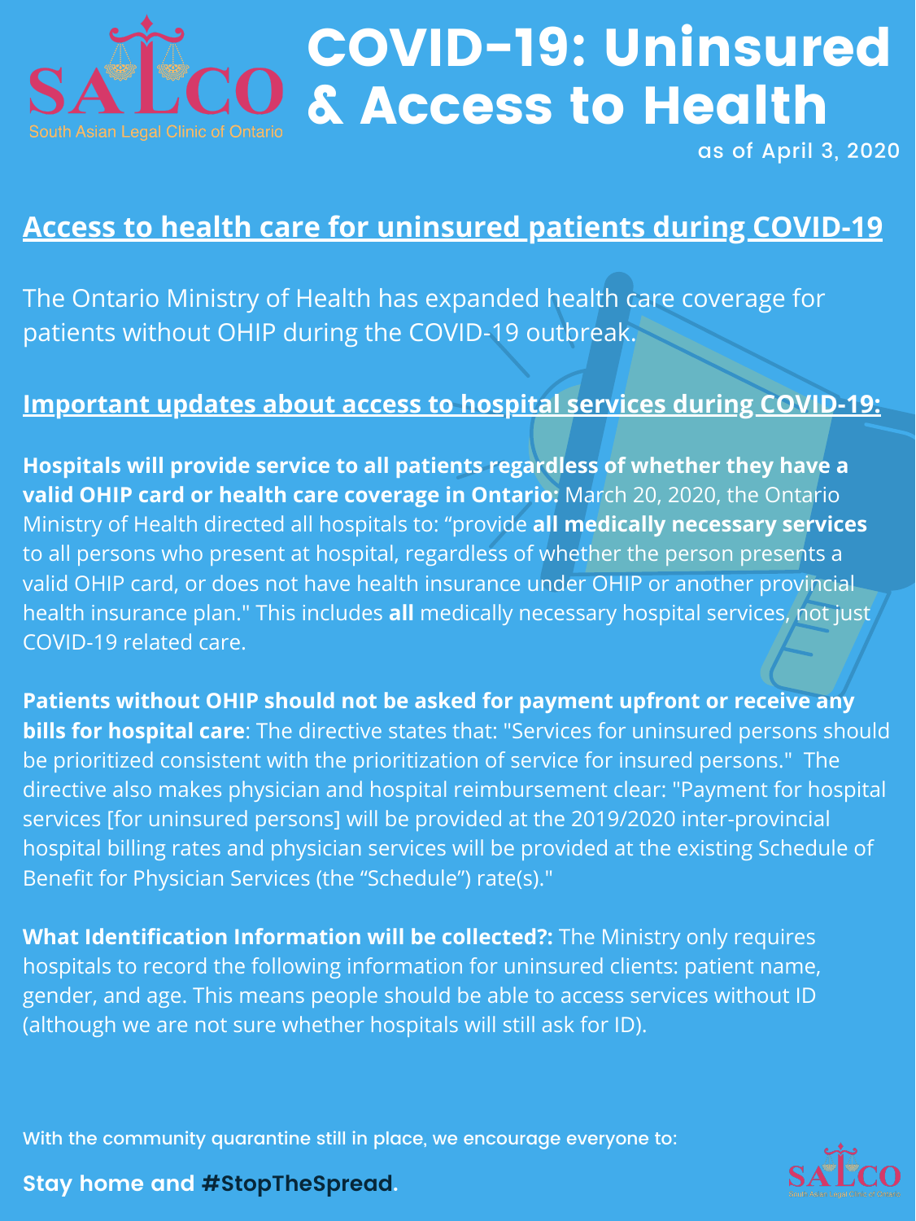SALCO
South Asian Legal Clinic of Ontario

# COVID-19: Uninsured & Access to Health

as of April 3, 2020

## Access to health care for uninsured patients during COVID-19

The Ontario Ministry of Health has expanded health care coverage for patients without OHIP during the COVID-19 outbreak.

## Important updates about access to hospital services during COVID-19:

**Hospitals will provide service to all patients regardless of whether they have a valid OHIP card or health care coverage in Ontario:** March 20, 2020, the Ontario Ministry of Health directed all hospitals to: "provide **all medically necessary services** to all persons who present at hospital, regardless of whether the person presents a valid OHIP card, or does not have health insurance under OHIP or another provincial health insurance plan." This includes **all** medically necessary hospital services, not just COVID-19 related care.

**Patients without OHIP should not be asked for payment upfront or receive any bills for hospital care**: The directive states that: "Services for uninsured persons should be prioritized consistent with the prioritization of service for insured persons." The directive also makes physician and hospital reimbursement clear: "Payment for hospital services [for uninsured persons] will be provided at the 2019/2020 inter-provincial hospital billing rates and physician services will be provided at the existing Schedule of Benefit for Physician Services (the "Schedule") rate(s)."

**What Identification Information will be collected?:** The Ministry only requires hospitals to record the following information for uninsured clients: patient name, gender, and age. This means people should be able to access services without ID (although we are not sure whether hospitals will still ask for ID).

With the community quarantine still in place, we encourage everyone to:

**Stay home and #StopTheSpread.**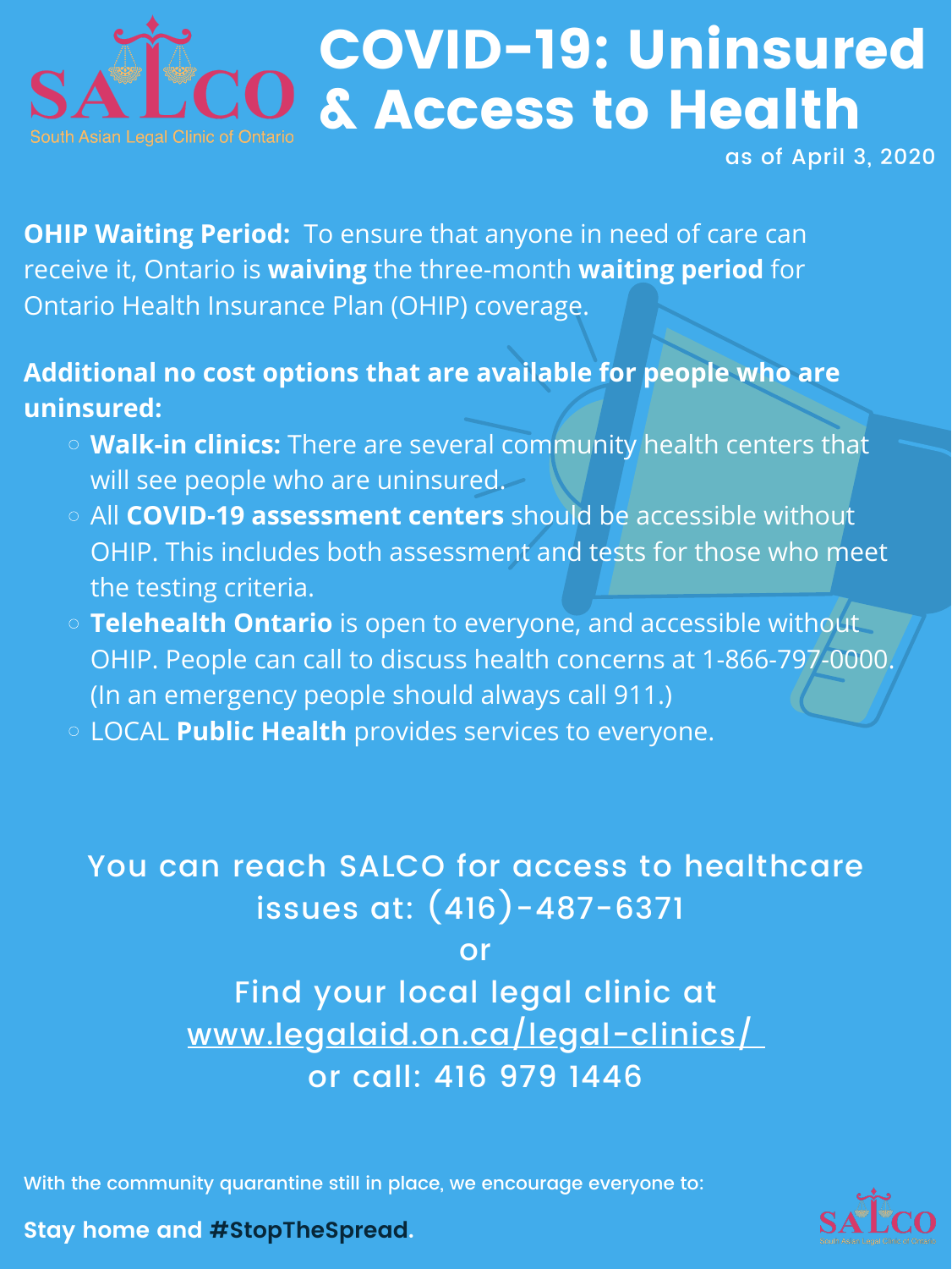# COVID-19: Uninsured & Access to Health

as of April 3, 2020

SALCO South Asian Legal Clinic of Ontario

**OHIP Waiting Period:** To ensure that anyone in need of care can receive it, Ontario is **waiving** the three-month **waiting period** for Ontario Health Insurance Plan (OHIP) coverage.

**Additional no cost options that are available for people who are uninsured:**

- **Walk-in clinics:** There are several community health centers that will see people who are uninsured.
- All **COVID-19 assessment centers** should be accessible without OHIP. This includes both assessment and tests for those who meet the testing criteria.
- **Telehealth Ontario** is open to everyone, and accessible without OHIP. People can call to discuss health concerns at 1-866-797-0000. (In an emergency people should always call 911.)
- LOCAL **Public Health** provides services to everyone.

You can reach SALCO for access to healthcare issues at: (416)-487-6371

or

Find your local legal clinic at www.legalaid.on.ca/legal-clinics/

or call: 416 979 1446

With the community quarantine still in place, we encourage everyone to:

**Stay home and #StopTheSpread.**